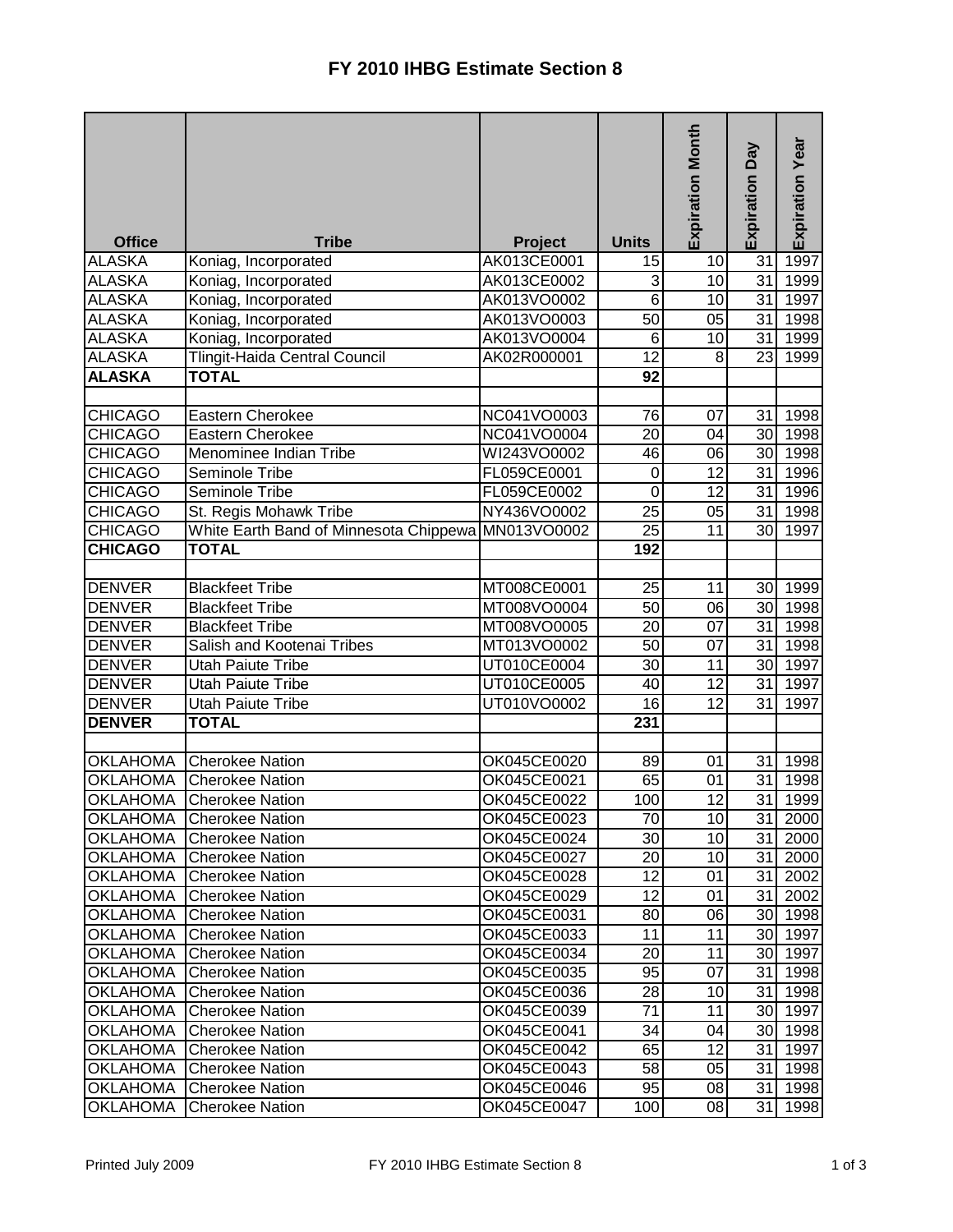# FY 2010 IHBG Estimate Section 8

| Office | Tribe | Project | Units | Expiration Month | Expiration Day | Expiration Year |
|---|---|---|---|---|---|---|
| ALASKA | Koniag, Incorporated | AK013CE0001 | 15 | 10 | 31 | 1997 |
| ALASKA | Koniag, Incorporated | AK013CE0002 | 3 | 10 | 31 | 1999 |
| ALASKA | Koniag, Incorporated | AK013VO0002 | 6 | 10 | 31 | 1997 |
| ALASKA | Koniag, Incorporated | AK013VO0003 | 50 | 05 | 31 | 1998 |
| ALASKA | Koniag, Incorporated | AK013VO0004 | 6 | 10 | 31 | 1999 |
| ALASKA | Tlingit-Haida Central Council | AK02R000001 | 12 | 8 | 23 | 1999 |
| **ALASKA** | **TOTAL** | | **92** | | | |
| | | | | | | |
| CHICAGO | Eastern Cherokee | NC041VO0003 | 76 | 07 | 31 | 1998 |
| CHICAGO | Eastern Cherokee | NC041VO0004 | 20 | 04 | 30 | 1998 |
| CHICAGO | Menominee Indian Tribe | WI243VO0002 | 46 | 06 | 30 | 1998 |
| CHICAGO | Seminole Tribe | FL059CE0001 | 0 | 12 | 31 | 1996 |
| CHICAGO | Seminole Tribe | FL059CE0002 | 0 | 12 | 31 | 1996 |
| CHICAGO | St. Regis Mohawk Tribe | NY436VO0002 | 25 | 05 | 31 | 1998 |
| CHICAGO | White Earth Band of Minnesota Chippewa | MN013VO0002 | 25 | 11 | 30 | 1997 |
| **CHICAGO** | **TOTAL** | | **192** | | | |
| | | | | | | |
| DENVER | Blackfeet Tribe | MT008CE0001 | 25 | 11 | 30 | 1999 |
| DENVER | Blackfeet Tribe | MT008VO0004 | 50 | 06 | 30 | 1998 |
| DENVER | Blackfeet Tribe | MT008VO0005 | 20 | 07 | 31 | 1998 |
| DENVER | Salish and Kootenai Tribes | MT013VO0002 | 50 | 07 | 31 | 1998 |
| DENVER | Utah Paiute Tribe | UT010CE0004 | 30 | 11 | 30 | 1997 |
| DENVER | Utah Paiute Tribe | UT010CE0005 | 40 | 12 | 31 | 1997 |
| DENVER | Utah Paiute Tribe | UT010VO0002 | 16 | 12 | 31 | 1997 |
| **DENVER** | **TOTAL** | | **231** | | | |
| | | | | | | |
| OKLAHOMA | Cherokee Nation | OK045CE0020 | 89 | 01 | 31 | 1998 |
| OKLAHOMA | Cherokee Nation | OK045CE0021 | 65 | 01 | 31 | 1998 |
| OKLAHOMA | Cherokee Nation | OK045CE0022 | 100 | 12 | 31 | 1999 |
| OKLAHOMA | Cherokee Nation | OK045CE0023 | 70 | 10 | 31 | 2000 |
| OKLAHOMA | Cherokee Nation | OK045CE0024 | 30 | 10 | 31 | 2000 |
| OKLAHOMA | Cherokee Nation | OK045CE0027 | 20 | 10 | 31 | 2000 |
| OKLAHOMA | Cherokee Nation | OK045CE0028 | 12 | 01 | 31 | 2002 |
| OKLAHOMA | Cherokee Nation | OK045CE0029 | 12 | 01 | 31 | 2002 |
| OKLAHOMA | Cherokee Nation | OK045CE0031 | 80 | 06 | 30 | 1998 |
| OKLAHOMA | Cherokee Nation | OK045CE0033 | 11 | 11 | 30 | 1997 |
| OKLAHOMA | Cherokee Nation | OK045CE0034 | 20 | 11 | 30 | 1997 |
| OKLAHOMA | Cherokee Nation | OK045CE0035 | 95 | 07 | 31 | 1998 |
| OKLAHOMA | Cherokee Nation | OK045CE0036 | 28 | 10 | 31 | 1998 |
| OKLAHOMA | Cherokee Nation | OK045CE0039 | 71 | 11 | 30 | 1997 |
| OKLAHOMA | Cherokee Nation | OK045CE0041 | 34 | 04 | 30 | 1998 |
| OKLAHOMA | Cherokee Nation | OK045CE0042 | 65 | 12 | 31 | 1997 |
| OKLAHOMA | Cherokee Nation | OK045CE0043 | 58 | 05 | 31 | 1998 |
| OKLAHOMA | Cherokee Nation | OK045CE0046 | 95 | 08 | 31 | 1998 |
| OKLAHOMA | Cherokee Nation | OK045CE0047 | 100 | 08 | 31 | 1998 |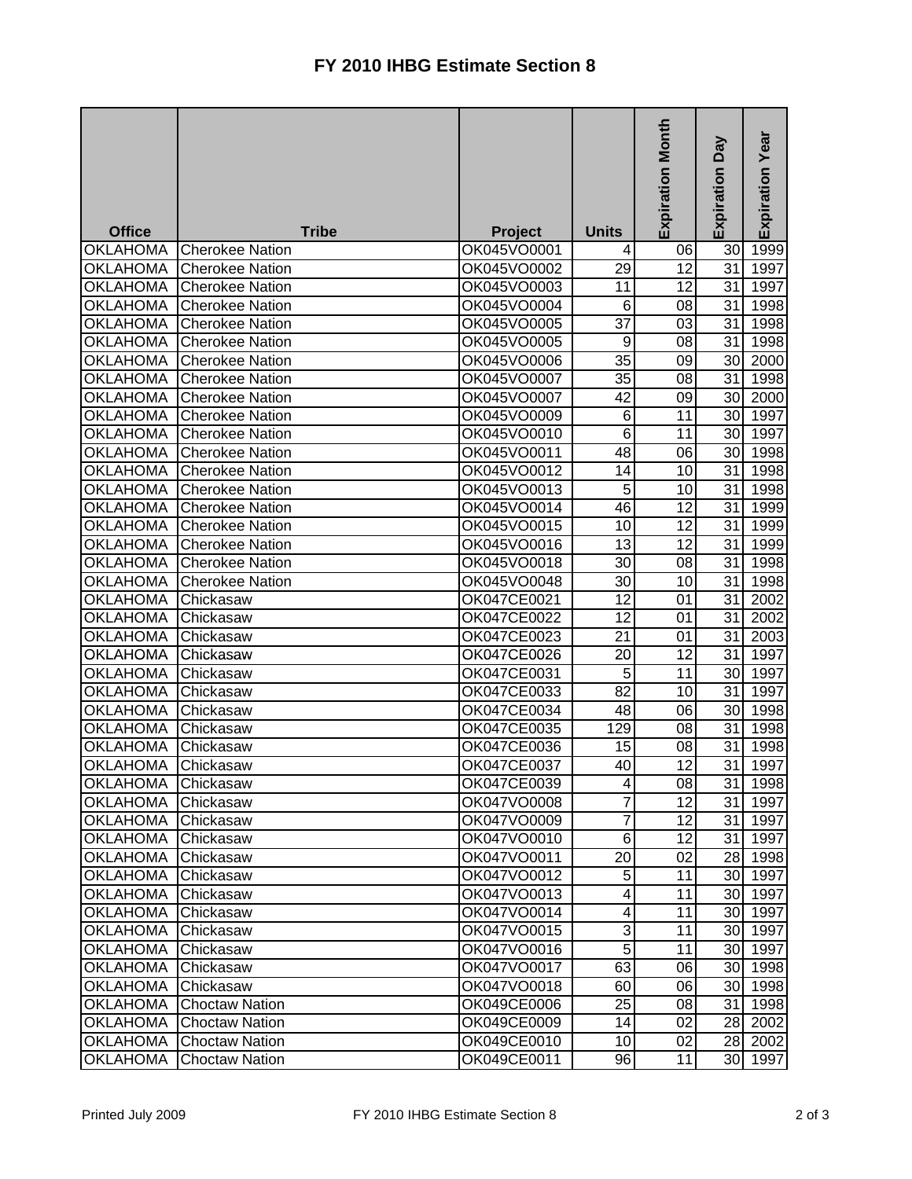# FY 2010 IHBG Estimate Section 8

| Office | Tribe | Project | Units | Expiration Month | Expiration Day | Expiration Year |
|---|---|---|---|---|---|---|
| OKLAHOMA | Cherokee Nation | OK045VO0001 | 4 | 06 | 30 | 1999 |
| OKLAHOMA | Cherokee Nation | OK045VO0002 | 29 | 12 | 31 | 1997 |
| OKLAHOMA | Cherokee Nation | OK045VO0003 | 11 | 12 | 31 | 1997 |
| OKLAHOMA | Cherokee Nation | OK045VO0004 | 6 | 08 | 31 | 1998 |
| OKLAHOMA | Cherokee Nation | OK045VO0005 | 37 | 03 | 31 | 1998 |
| OKLAHOMA | Cherokee Nation | OK045VO0005 | 9 | 08 | 31 | 1998 |
| OKLAHOMA | Cherokee Nation | OK045VO0006 | 35 | 09 | 30 | 2000 |
| OKLAHOMA | Cherokee Nation | OK045VO0007 | 35 | 08 | 31 | 1998 |
| OKLAHOMA | Cherokee Nation | OK045VO0007 | 42 | 09 | 30 | 2000 |
| OKLAHOMA | Cherokee Nation | OK045VO0009 | 6 | 11 | 30 | 1997 |
| OKLAHOMA | Cherokee Nation | OK045VO0010 | 6 | 11 | 30 | 1997 |
| OKLAHOMA | Cherokee Nation | OK045VO0011 | 48 | 06 | 30 | 1998 |
| OKLAHOMA | Cherokee Nation | OK045VO0012 | 14 | 10 | 31 | 1998 |
| OKLAHOMA | Cherokee Nation | OK045VO0013 | 5 | 10 | 31 | 1998 |
| OKLAHOMA | Cherokee Nation | OK045VO0014 | 46 | 12 | 31 | 1999 |
| OKLAHOMA | Cherokee Nation | OK045VO0015 | 10 | 12 | 31 | 1999 |
| OKLAHOMA | Cherokee Nation | OK045VO0016 | 13 | 12 | 31 | 1999 |
| OKLAHOMA | Cherokee Nation | OK045VO0018 | 30 | 08 | 31 | 1998 |
| OKLAHOMA | Cherokee Nation | OK045VO0048 | 30 | 10 | 31 | 1998 |
| OKLAHOMA | Chickasaw | OK047CE0021 | 12 | 01 | 31 | 2002 |
| OKLAHOMA | Chickasaw | OK047CE0022 | 12 | 01 | 31 | 2002 |
| OKLAHOMA | Chickasaw | OK047CE0023 | 21 | 01 | 31 | 2003 |
| OKLAHOMA | Chickasaw | OK047CE0026 | 20 | 12 | 31 | 1997 |
| OKLAHOMA | Chickasaw | OK047CE0031 | 5 | 11 | 30 | 1997 |
| OKLAHOMA | Chickasaw | OK047CE0033 | 82 | 10 | 31 | 1997 |
| OKLAHOMA | Chickasaw | OK047CE0034 | 48 | 06 | 30 | 1998 |
| OKLAHOMA | Chickasaw | OK047CE0035 | 129 | 08 | 31 | 1998 |
| OKLAHOMA | Chickasaw | OK047CE0036 | 15 | 08 | 31 | 1998 |
| OKLAHOMA | Chickasaw | OK047CE0037 | 40 | 12 | 31 | 1997 |
| OKLAHOMA | Chickasaw | OK047CE0039 | 4 | 08 | 31 | 1998 |
| OKLAHOMA | Chickasaw | OK047VO0008 | 7 | 12 | 31 | 1997 |
| OKLAHOMA | Chickasaw | OK047VO0009 | 7 | 12 | 31 | 1997 |
| OKLAHOMA | Chickasaw | OK047VO0010 | 6 | 12 | 31 | 1997 |
| OKLAHOMA | Chickasaw | OK047VO0011 | 20 | 02 | 28 | 1998 |
| OKLAHOMA | Chickasaw | OK047VO0012 | 5 | 11 | 30 | 1997 |
| OKLAHOMA | Chickasaw | OK047VO0013 | 4 | 11 | 30 | 1997 |
| OKLAHOMA | Chickasaw | OK047VO0014 | 4 | 11 | 30 | 1997 |
| OKLAHOMA | Chickasaw | OK047VO0015 | 3 | 11 | 30 | 1997 |
| OKLAHOMA | Chickasaw | OK047VO0016 | 5 | 11 | 30 | 1997 |
| OKLAHOMA | Chickasaw | OK047VO0017 | 63 | 06 | 30 | 1998 |
| OKLAHOMA | Chickasaw | OK047VO0018 | 60 | 06 | 30 | 1998 |
| OKLAHOMA | Choctaw Nation | OK049CE0006 | 25 | 08 | 31 | 1998 |
| OKLAHOMA | Choctaw Nation | OK049CE0009 | 14 | 02 | 28 | 2002 |
| OKLAHOMA | Choctaw Nation | OK049CE0010 | 10 | 02 | 28 | 2002 |
| OKLAHOMA | Choctaw Nation | OK049CE0011 | 96 | 11 | 30 | 1997 |

Printed July 2009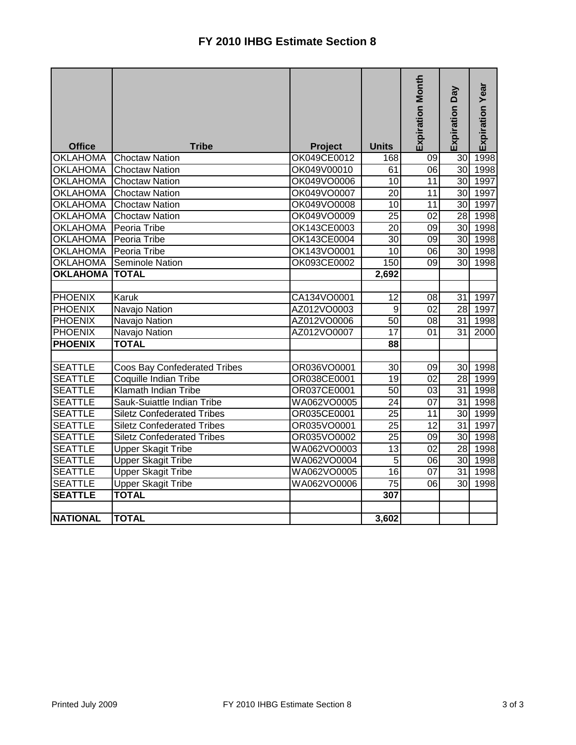# FY 2010 IHBG Estimate Section 8

| Office | Tribe | Project | Units | Expiration Month | Expiration Day | Expiration Year |
|---|---|---|---|---|---|---|
| OKLAHOMA | Choctaw Nation | OK049CE0012 | 168 | 09 | 30 | 1998 |
| OKLAHOMA | Choctaw Nation | OK049V00010 | 61 | 06 | 30 | 1998 |
| OKLAHOMA | Choctaw Nation | OK049VO0006 | 10 | 11 | 30 | 1997 |
| OKLAHOMA | Choctaw Nation | OK049VO0007 | 20 | 11 | 30 | 1997 |
| OKLAHOMA | Choctaw Nation | OK049VO0008 | 10 | 11 | 30 | 1997 |
| OKLAHOMA | Choctaw Nation | OK049VO0009 | 25 | 02 | 28 | 1998 |
| OKLAHOMA | Peoria Tribe | OK143CE0003 | 20 | 09 | 30 | 1998 |
| OKLAHOMA | Peoria Tribe | OK143CE0004 | 30 | 09 | 30 | 1998 |
| OKLAHOMA | Peoria Tribe | OK143VO0001 | 10 | 06 | 30 | 1998 |
| OKLAHOMA | Seminole Nation | OK093CE0002 | 150 | 09 | 30 | 1998 |
| **OKLAHOMA** | **TOTAL** | | **2,692** | | | |
| | | | | | | |
| PHOENIX | Karuk | CA134VO0001 | 12 | 08 | 31 | 1997 |
| PHOENIX | Navajo Nation | AZ012VO0003 | 9 | 02 | 28 | 1997 |
| PHOENIX | Navajo Nation | AZ012VO0006 | 50 | 08 | 31 | 1998 |
| PHOENIX | Navajo Nation | AZ012VO0007 | 17 | 01 | 31 | 2000 |
| **PHOENIX** | **TOTAL** | | **88** | | | |
| | | | | | | |
| SEATTLE | Coos Bay Confederated Tribes | OR036VO0001 | 30 | 09 | 30 | 1998 |
| SEATTLE | Coquille Indian Tribe | OR038CE0001 | 19 | 02 | 28 | 1999 |
| SEATTLE | Klamath Indian Tribe | OR037CE0001 | 50 | 03 | 31 | 1998 |
| SEATTLE | Sauk-Suiattle Indian Tribe | WA062VO0005 | 24 | 07 | 31 | 1998 |
| SEATTLE | Siletz Confederated Tribes | OR035CE0001 | 25 | 11 | 30 | 1999 |
| SEATTLE | Siletz Confederated Tribes | OR035VO0001 | 25 | 12 | 31 | 1997 |
| SEATTLE | Siletz Confederated Tribes | OR035VO0002 | 25 | 09 | 30 | 1998 |
| SEATTLE | Upper Skagit Tribe | WA062VO0003 | 13 | 02 | 28 | 1998 |
| SEATTLE | Upper Skagit Tribe | WA062VO0004 | 5 | 06 | 30 | 1998 |
| SEATTLE | Upper Skagit Tribe | WA062VO0005 | 16 | 07 | 31 | 1998 |
| SEATTLE | Upper Skagit Tribe | WA062VO0006 | 75 | 06 | 30 | 1998 |
| **SEATTLE** | **TOTAL** | | **307** | | | |
| | | | | | | |
| **NATIONAL** | **TOTAL** | | **3,602** | | | |